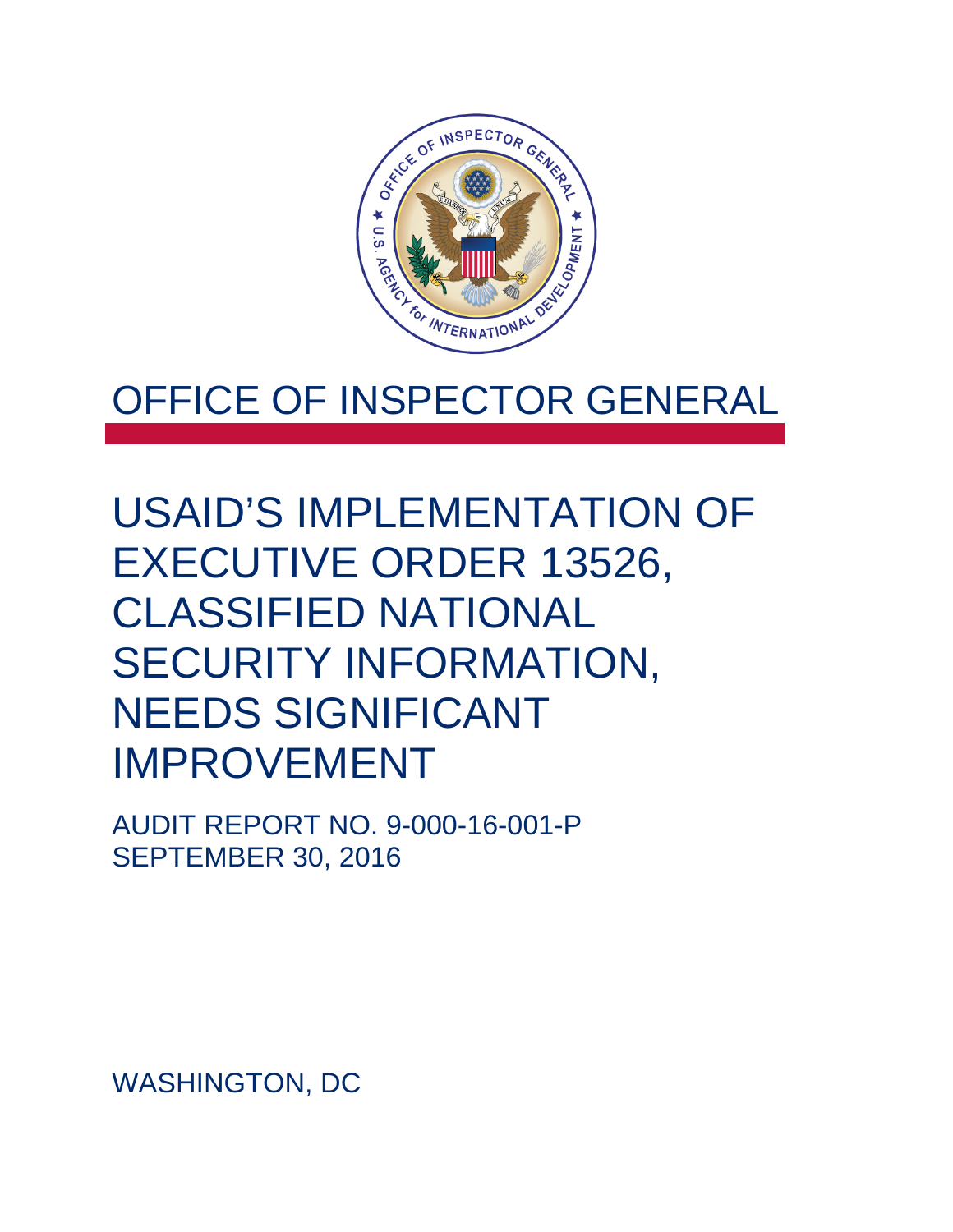# OFFICE OF INSPECTOR GENERAL

# USAID'S IMPLEMENTATION OF EXECUTIVE ORDER 13526, CLASSIFIED NATIONAL SECURITY INFORMATION, NEEDS SIGNIFICANT IMPROVEMENT

AUDIT REPORT NO. 9-000-16-001-P
SEPTEMBER 30, 2016

WASHINGTON, DC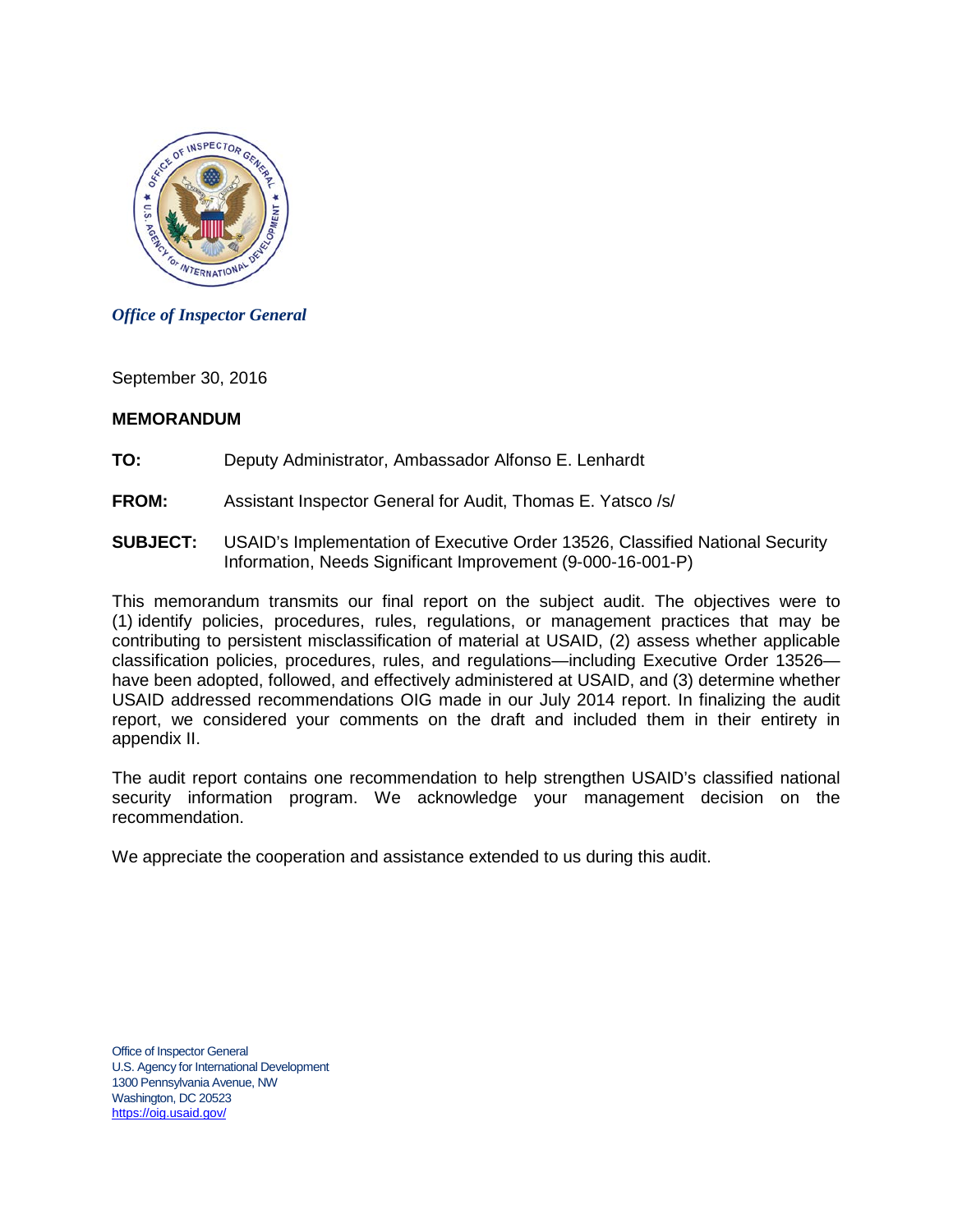*Office of Inspector General*

September 30, 2016

**MEMORANDUM**

**TO:** Deputy Administrator, Ambassador Alfonso E. Lenhardt

**FROM:** Assistant Inspector General for Audit, Thomas E. Yatsco /s/

**SUBJECT:** USAID's Implementation of Executive Order 13526, Classified National Security Information, Needs Significant Improvement (9-000-16-001-P)

This memorandum transmits our final report on the subject audit. The objectives were to (1) identify policies, procedures, rules, regulations, or management practices that may be contributing to persistent misclassification of material at USAID, (2) assess whether applicable classification policies, procedures, rules, and regulations—including Executive Order 13526—have been adopted, followed, and effectively administered at USAID, and (3) determine whether USAID addressed recommendations OIG made in our July 2014 report. In finalizing the audit report, we considered your comments on the draft and included them in their entirety in appendix II.

The audit report contains one recommendation to help strengthen USAID's classified national security information program. We acknowledge your management decision on the recommendation.

We appreciate the cooperation and assistance extended to us during this audit.

Office of Inspector General
U.S. Agency for International Development
1300 Pennsylvania Avenue, NW
Washington, DC 20523
https://oig.usaid.gov/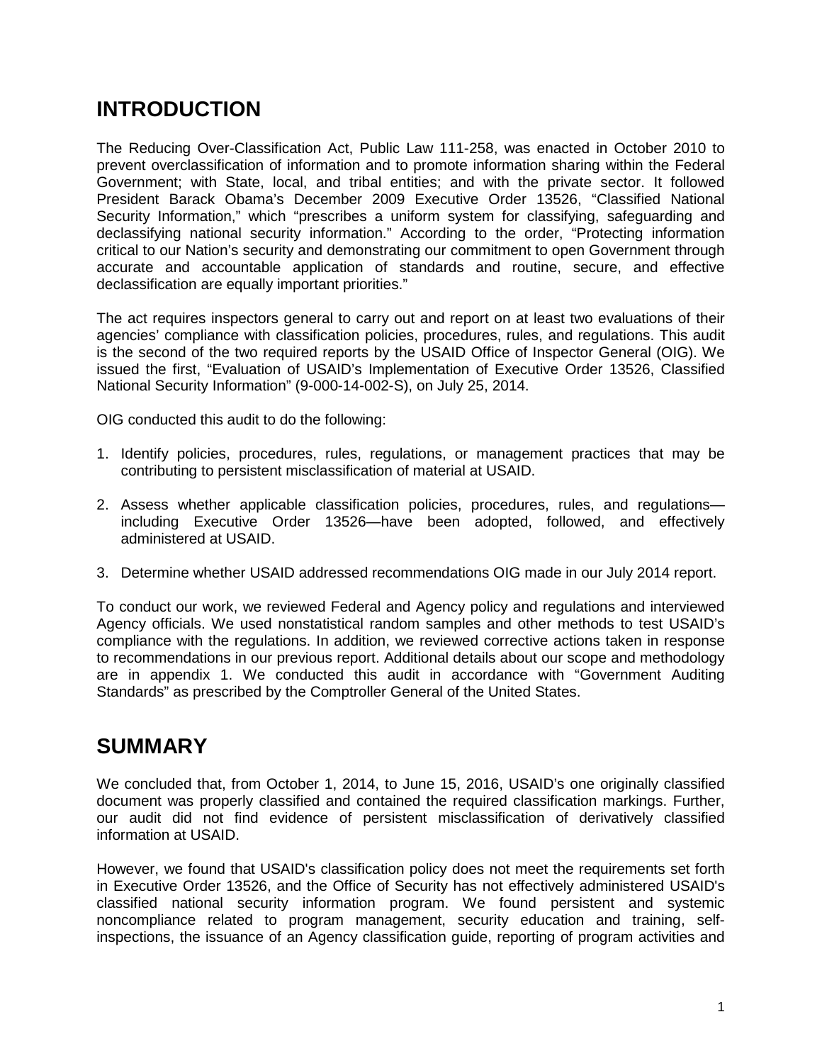# INTRODUCTION

The Reducing Over-Classification Act, Public Law 111-258, was enacted in October 2010 to prevent overclassification of information and to promote information sharing within the Federal Government; with State, local, and tribal entities; and with the private sector. It followed President Barack Obama's December 2009 Executive Order 13526, "Classified National Security Information," which "prescribes a uniform system for classifying, safeguarding and declassifying national security information." According to the order, "Protecting information critical to our Nation's security and demonstrating our commitment to open Government through accurate and accountable application of standards and routine, secure, and effective declassification are equally important priorities."

The act requires inspectors general to carry out and report on at least two evaluations of their agencies' compliance with classification policies, procedures, rules, and regulations. This audit is the second of the two required reports by the USAID Office of Inspector General (OIG). We issued the first, "Evaluation of USAID's Implementation of Executive Order 13526, Classified National Security Information" (9-000-14-002-S), on July 25, 2014.

OIG conducted this audit to do the following:

1. Identify policies, procedures, rules, regulations, or management practices that may be contributing to persistent misclassification of material at USAID.

2. Assess whether applicable classification policies, procedures, rules, and regulations—including Executive Order 13526—have been adopted, followed, and effectively administered at USAID.

3. Determine whether USAID addressed recommendations OIG made in our July 2014 report.

To conduct our work, we reviewed Federal and Agency policy and regulations and interviewed Agency officials. We used nonstatistical random samples and other methods to test USAID's compliance with the regulations. In addition, we reviewed corrective actions taken in response to recommendations in our previous report. Additional details about our scope and methodology are in appendix 1. We conducted this audit in accordance with "Government Auditing Standards" as prescribed by the Comptroller General of the United States.

# SUMMARY

We concluded that, from October 1, 2014, to June 15, 2016, USAID's one originally classified document was properly classified and contained the required classification markings. Further, our audit did not find evidence of persistent misclassification of derivatively classified information at USAID.

However, we found that USAID's classification policy does not meet the requirements set forth in Executive Order 13526, and the Office of Security has not effectively administered USAID's classified national security information program. We found persistent and systemic noncompliance related to program management, security education and training, self-inspections, the issuance of an Agency classification guide, reporting of program activities and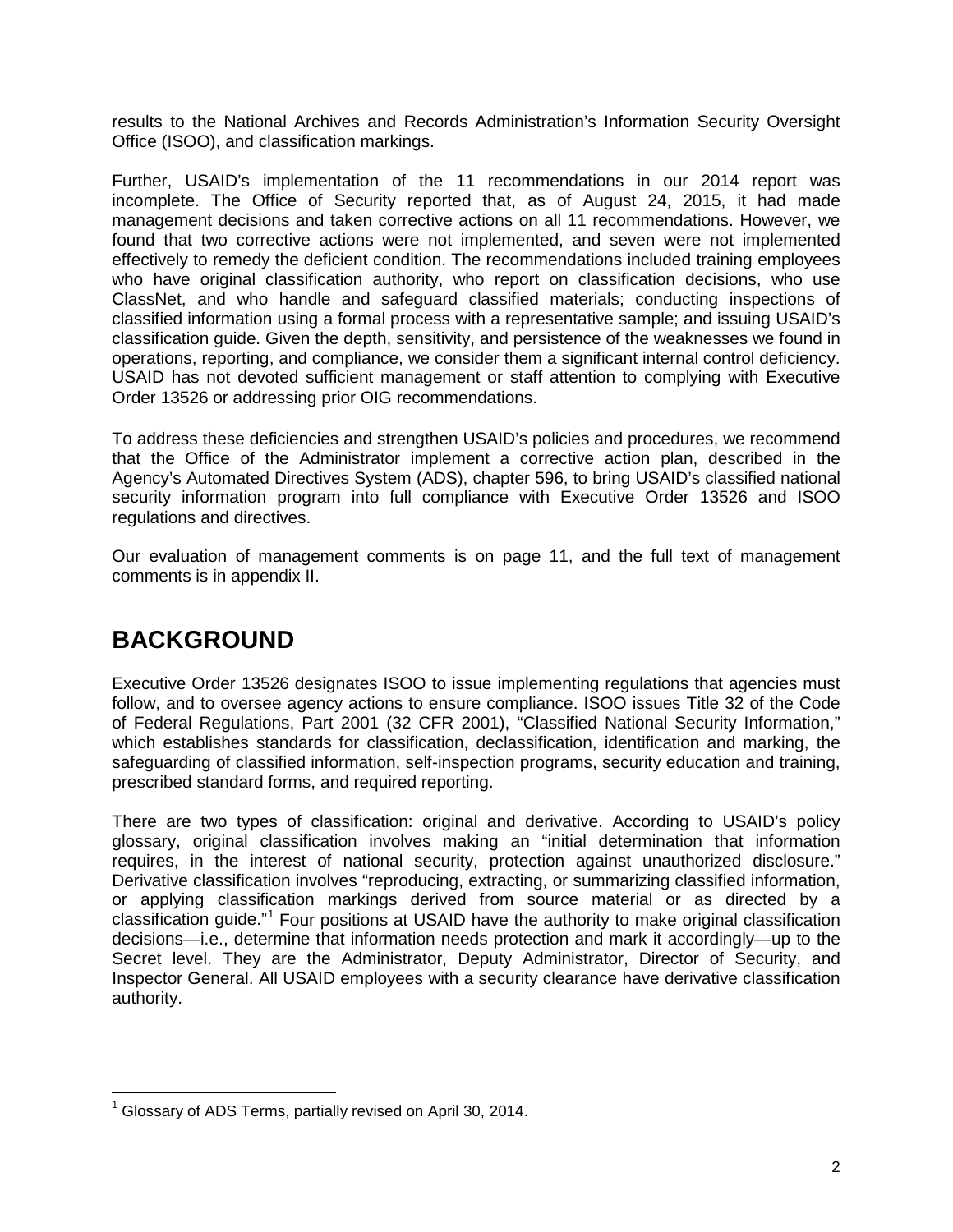results to the National Archives and Records Administration's Information Security Oversight Office (ISOO), and classification markings.

Further, USAID's implementation of the 11 recommendations in our 2014 report was incomplete. The Office of Security reported that, as of August 24, 2015, it had made management decisions and taken corrective actions on all 11 recommendations. However, we found that two corrective actions were not implemented, and seven were not implemented effectively to remedy the deficient condition. The recommendations included training employees who have original classification authority, who report on classification decisions, who use ClassNet, and who handle and safeguard classified materials; conducting inspections of classified information using a formal process with a representative sample; and issuing USAID's classification guide. Given the depth, sensitivity, and persistence of the weaknesses we found in operations, reporting, and compliance, we consider them a significant internal control deficiency. USAID has not devoted sufficient management or staff attention to complying with Executive Order 13526 or addressing prior OIG recommendations.

To address these deficiencies and strengthen USAID's policies and procedures, we recommend that the Office of the Administrator implement a corrective action plan, described in the Agency's Automated Directives System (ADS), chapter 596, to bring USAID's classified national security information program into full compliance with Executive Order 13526 and ISOO regulations and directives.

Our evaluation of management comments is on page 11, and the full text of management comments is in appendix II.

# BACKGROUND

Executive Order 13526 designates ISOO to issue implementing regulations that agencies must follow, and to oversee agency actions to ensure compliance. ISOO issues Title 32 of the Code of Federal Regulations, Part 2001 (32 CFR 2001), "Classified National Security Information," which establishes standards for classification, declassification, identification and marking, the safeguarding of classified information, self-inspection programs, security education and training, prescribed standard forms, and required reporting.

There are two types of classification: original and derivative. According to USAID's policy glossary, original classification involves making an "initial determination that information requires, in the interest of national security, protection against unauthorized disclosure." Derivative classification involves "reproducing, extracting, or summarizing classified information, or applying classification markings derived from source material or as directed by a classification guide."[1] Four positions at USAID have the authority to make original classification decisions—i.e., determine that information needs protection and mark it accordingly—up to the Secret level. They are the Administrator, Deputy Administrator, Director of Security, and Inspector General. All USAID employees with a security clearance have derivative classification authority.

[1] Glossary of ADS Terms, partially revised on April 30, 2014.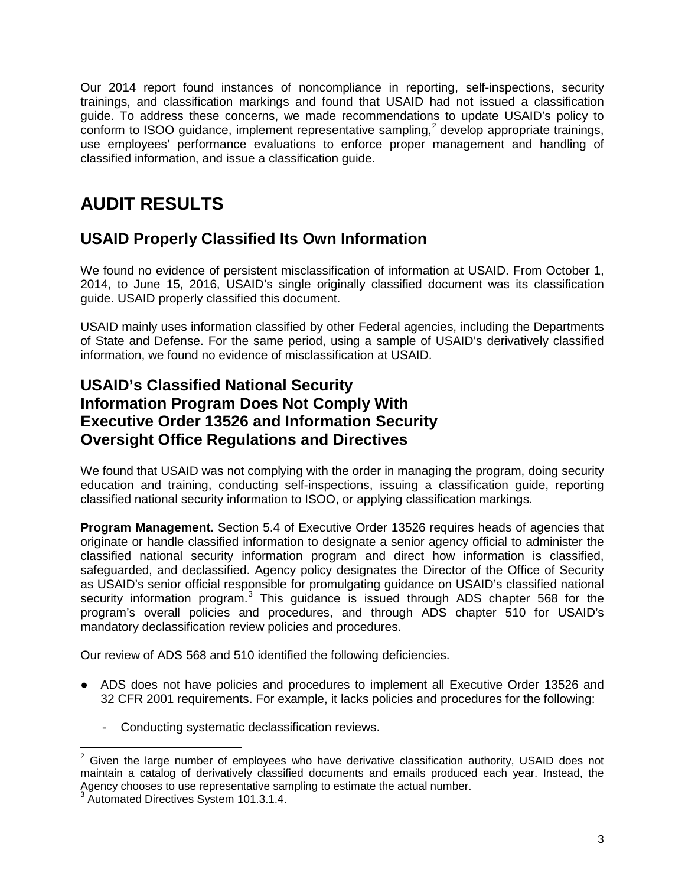Our 2014 report found instances of noncompliance in reporting, self-inspections, security trainings, and classification markings and found that USAID had not issued a classification guide. To address these concerns, we made recommendations to update USAID's policy to conform to ISOO guidance, implement representative sampling,[2] develop appropriate trainings, use employees' performance evaluations to enforce proper management and handling of classified information, and issue a classification guide.

# AUDIT RESULTS

## USAID Properly Classified Its Own Information

We found no evidence of persistent misclassification of information at USAID. From October 1, 2014, to June 15, 2016, USAID's single originally classified document was its classification guide. USAID properly classified this document.

USAID mainly uses information classified by other Federal agencies, including the Departments of State and Defense. For the same period, using a sample of USAID's derivatively classified information, we found no evidence of misclassification at USAID.

## USAID's Classified National Security Information Program Does Not Comply With Executive Order 13526 and Information Security Oversight Office Regulations and Directives

We found that USAID was not complying with the order in managing the program, doing security education and training, conducting self-inspections, issuing a classification guide, reporting classified national security information to ISOO, or applying classification markings.

**Program Management.** Section 5.4 of Executive Order 13526 requires heads of agencies that originate or handle classified information to designate a senior agency official to administer the classified national security information program and direct how information is classified, safeguarded, and declassified. Agency policy designates the Director of the Office of Security as USAID's senior official responsible for promulgating guidance on USAID's classified national security information program.[3] This guidance is issued through ADS chapter 568 for the program's overall policies and procedures, and through ADS chapter 510 for USAID's mandatory declassification review policies and procedures.

Our review of ADS 568 and 510 identified the following deficiencies.

- ADS does not have policies and procedures to implement all Executive Order 13526 and 32 CFR 2001 requirements. For example, it lacks policies and procedures for the following:
  - Conducting systematic declassification reviews.

[2] Given the large number of employees who have derivative classification authority, USAID does not maintain a catalog of derivatively classified documents and emails produced each year. Instead, the Agency chooses to use representative sampling to estimate the actual number.

[3] Automated Directives System 101.3.1.4.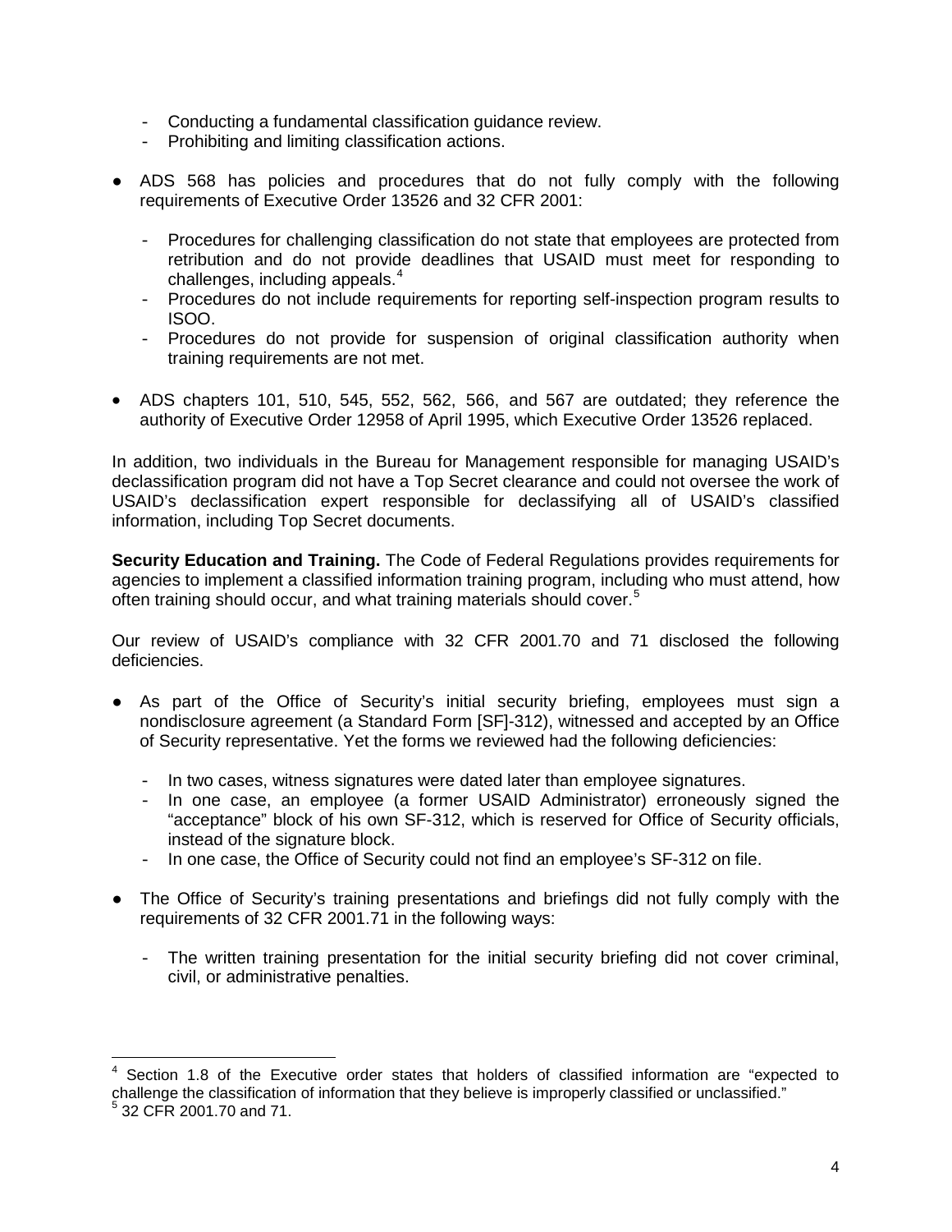- Conducting a fundamental classification guidance review.
  - Prohibiting and limiting classification actions.

- ADS 568 has policies and procedures that do not fully comply with the following requirements of Executive Order 13526 and 32 CFR 2001:

  - Procedures for challenging classification do not state that employees are protected from retribution and do not provide deadlines that USAID must meet for responding to challenges, including appeals.[4]
  - Procedures do not include requirements for reporting self-inspection program results to ISOO.
  - Procedures do not provide for suspension of original classification authority when training requirements are not met.

- ADS chapters 101, 510, 545, 552, 562, 566, and 567 are outdated; they reference the authority of Executive Order 12958 of April 1995, which Executive Order 13526 replaced.

In addition, two individuals in the Bureau for Management responsible for managing USAID's declassification program did not have a Top Secret clearance and could not oversee the work of USAID's declassification expert responsible for declassifying all of USAID's classified information, including Top Secret documents.

**Security Education and Training.** The Code of Federal Regulations provides requirements for agencies to implement a classified information training program, including who must attend, how often training should occur, and what training materials should cover.[5]

Our review of USAID's compliance with 32 CFR 2001.70 and 71 disclosed the following deficiencies.

- As part of the Office of Security's initial security briefing, employees must sign a nondisclosure agreement (a Standard Form [SF]-312), witnessed and accepted by an Office of Security representative. Yet the forms we reviewed had the following deficiencies:

  - In two cases, witness signatures were dated later than employee signatures.
  - In one case, an employee (a former USAID Administrator) erroneously signed the "acceptance" block of his own SF-312, which is reserved for Office of Security officials, instead of the signature block.
  - In one case, the Office of Security could not find an employee's SF-312 on file.

- The Office of Security's training presentations and briefings did not fully comply with the requirements of 32 CFR 2001.71 in the following ways:

  - The written training presentation for the initial security briefing did not cover criminal, civil, or administrative penalties.

---

[4] Section 1.8 of the Executive order states that holders of classified information are "expected to challenge the classification of information that they believe is improperly classified or unclassified."

[5] 32 CFR 2001.70 and 71.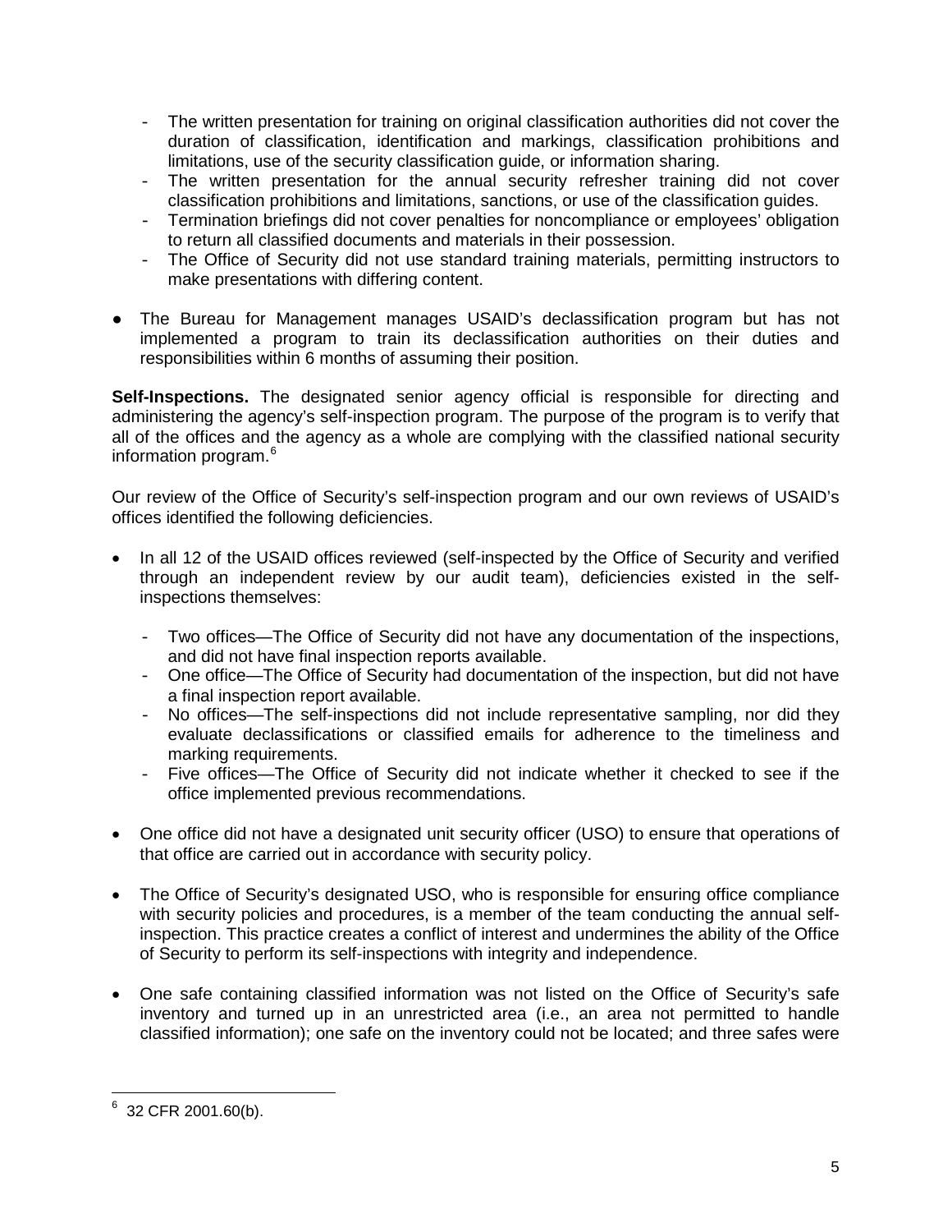- The written presentation for training on original classification authorities did not cover the duration of classification, identification and markings, classification prohibitions and limitations, use of the security classification guide, or information sharing.
- The written presentation for the annual security refresher training did not cover classification prohibitions and limitations, sanctions, or use of the classification guides.
- Termination briefings did not cover penalties for noncompliance or employees' obligation to return all classified documents and materials in their possession.
- The Office of Security did not use standard training materials, permitting instructors to make presentations with differing content.

- The Bureau for Management manages USAID's declassification program but has not implemented a program to train its declassification authorities on their duties and responsibilities within 6 months of assuming their position.

**Self-Inspections.** The designated senior agency official is responsible for directing and administering the agency's self-inspection program. The purpose of the program is to verify that all of the offices and the agency as a whole are complying with the classified national security information program.[6]

Our review of the Office of Security's self-inspection program and our own reviews of USAID's offices identified the following deficiencies.

- In all 12 of the USAID offices reviewed (self-inspected by the Office of Security and verified through an independent review by our audit team), deficiencies existed in the self-inspections themselves:
  - Two offices—The Office of Security did not have any documentation of the inspections, and did not have final inspection reports available.
  - One office—The Office of Security had documentation of the inspection, but did not have a final inspection report available.
  - No offices—The self-inspections did not include representative sampling, nor did they evaluate declassifications or classified emails for adherence to the timeliness and marking requirements.
  - Five offices—The Office of Security did not indicate whether it checked to see if the office implemented previous recommendations.

- One office did not have a designated unit security officer (USO) to ensure that operations of that office are carried out in accordance with security policy.

- The Office of Security's designated USO, who is responsible for ensuring office compliance with security policies and procedures, is a member of the team conducting the annual self-inspection. This practice creates a conflict of interest and undermines the ability of the Office of Security to perform its self-inspections with integrity and independence.

- One safe containing classified information was not listed on the Office of Security's safe inventory and turned up in an unrestricted area (i.e., an area not permitted to handle classified information); one safe on the inventory could not be located; and three safes were

[6] 32 CFR 2001.60(b).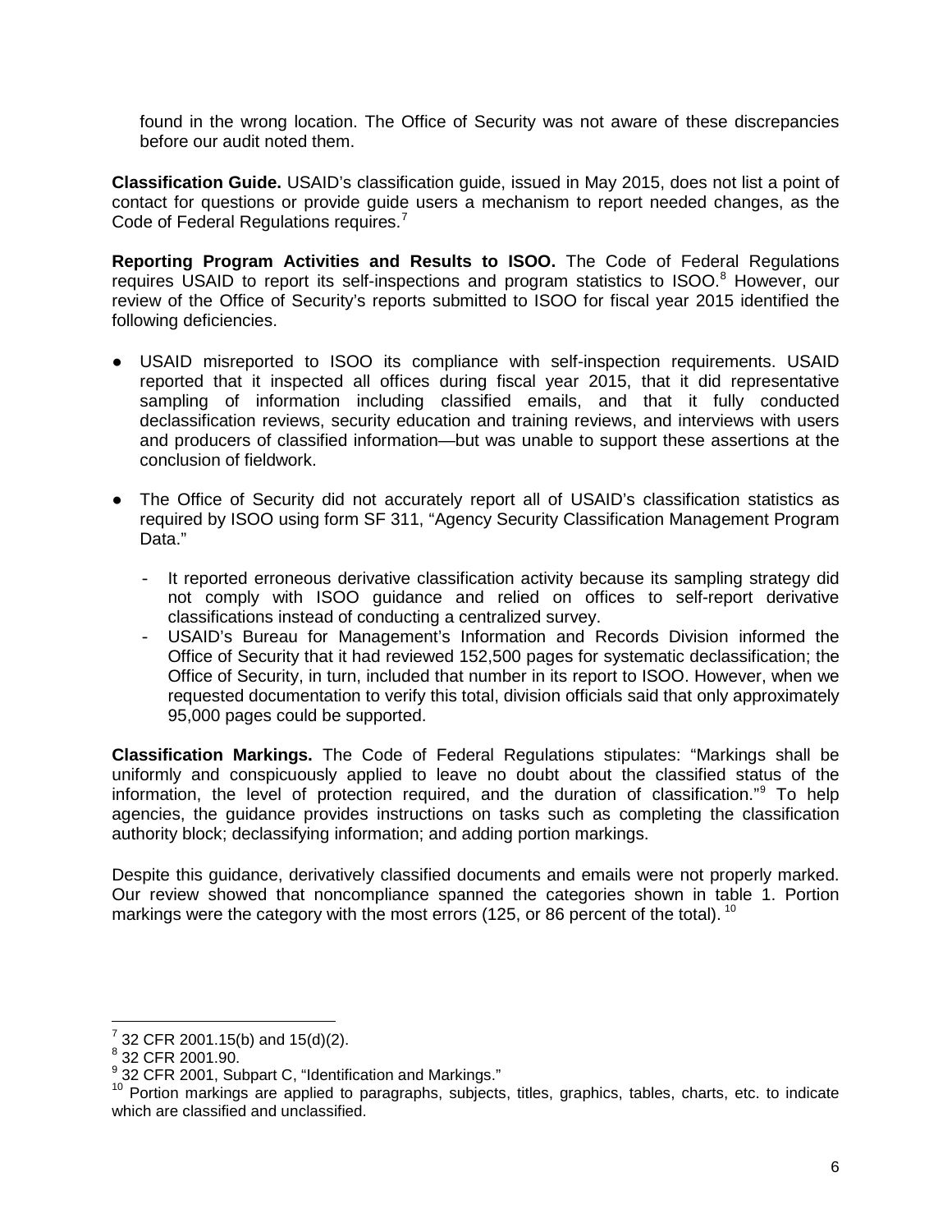found in the wrong location. The Office of Security was not aware of these discrepancies before our audit noted them.

**Classification Guide.** USAID's classification guide, issued in May 2015, does not list a point of contact for questions or provide guide users a mechanism to report needed changes, as the Code of Federal Regulations requires.[7]

**Reporting Program Activities and Results to ISOO.** The Code of Federal Regulations requires USAID to report its self-inspections and program statistics to ISOO.[8] However, our review of the Office of Security's reports submitted to ISOO for fiscal year 2015 identified the following deficiencies.

- USAID misreported to ISOO its compliance with self-inspection requirements. USAID reported that it inspected all offices during fiscal year 2015, that it did representative sampling of information including classified emails, and that it fully conducted declassification reviews, security education and training reviews, and interviews with users and producers of classified information—but was unable to support these assertions at the conclusion of fieldwork.

- The Office of Security did not accurately report all of USAID's classification statistics as required by ISOO using form SF 311, "Agency Security Classification Management Program Data."

  - It reported erroneous derivative classification activity because its sampling strategy did not comply with ISOO guidance and relied on offices to self-report derivative classifications instead of conducting a centralized survey.
  - USAID's Bureau for Management's Information and Records Division informed the Office of Security that it had reviewed 152,500 pages for systematic declassification; the Office of Security, in turn, included that number in its report to ISOO. However, when we requested documentation to verify this total, division officials said that only approximately 95,000 pages could be supported.

**Classification Markings.** The Code of Federal Regulations stipulates: "Markings shall be uniformly and conspicuously applied to leave no doubt about the classified status of the information, the level of protection required, and the duration of classification."[9] To help agencies, the guidance provides instructions on tasks such as completing the classification authority block; declassifying information; and adding portion markings.

Despite this guidance, derivatively classified documents and emails were not properly marked. Our review showed that noncompliance spanned the categories shown in table 1. Portion markings were the category with the most errors (125, or 86 percent of the total).[10]

---

[7] 32 CFR 2001.15(b) and 15(d)(2).

[8] 32 CFR 2001.90.

[9] 32 CFR 2001, Subpart C, "Identification and Markings."

[10] Portion markings are applied to paragraphs, subjects, titles, graphics, tables, charts, etc. to indicate which are classified and unclassified.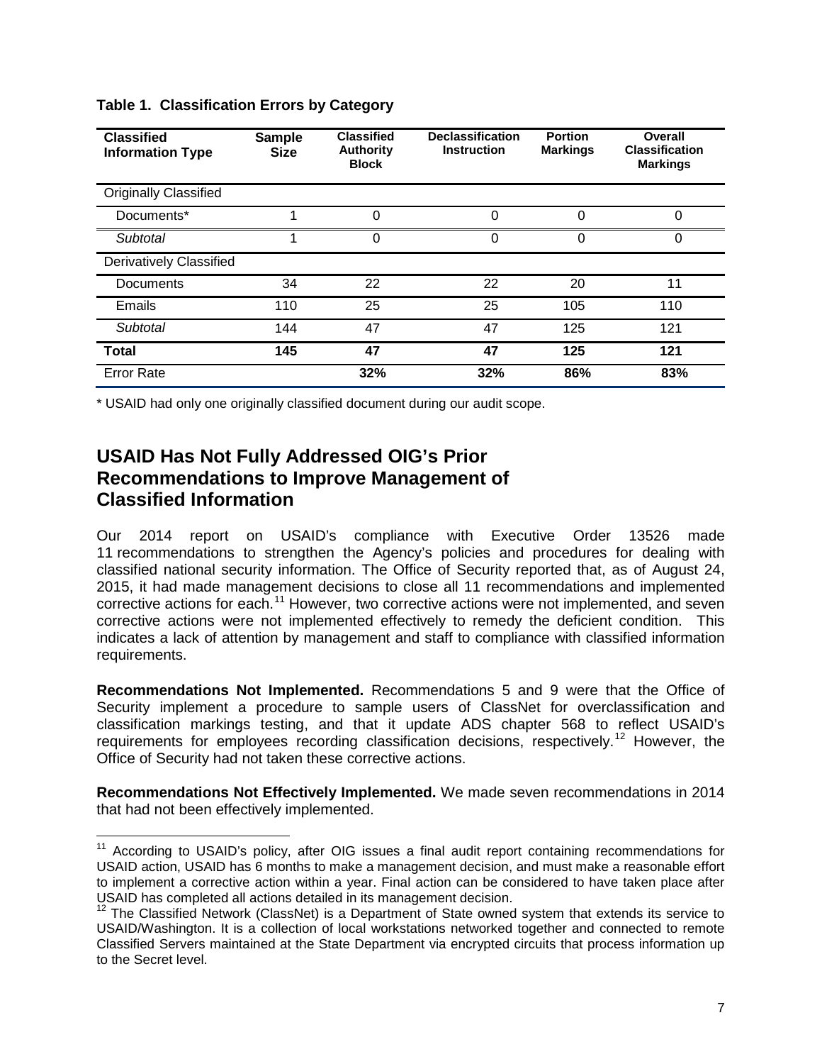**Table 1. Classification Errors by Category**

| Classified Information Type | Sample Size | Classified Authority Block | Declassification Instruction | Portion Markings | Overall Classification Markings |
|---|---|---|---|---|---|
| Originally Classified | | | | | |
| Documents* | 1 | 0 | 0 | 0 | 0 |
| *Subtotal* | 1 | 0 | 0 | 0 | 0 |
| Derivatively Classified | | | | | |
| Documents | 34 | 22 | 22 | 20 | 11 |
| Emails | 110 | 25 | 25 | 105 | 110 |
| *Subtotal* | 144 | 47 | 47 | 125 | 121 |
| **Total** | **145** | **47** | **47** | **125** | **121** |
| Error Rate | | **32%** | **32%** | **86%** | **83%** |

\* USAID had only one originally classified document during our audit scope.

## USAID Has Not Fully Addressed OIG's Prior Recommendations to Improve Management of Classified Information

Our 2014 report on USAID's compliance with Executive Order 13526 made 11 recommendations to strengthen the Agency's policies and procedures for dealing with classified national security information. The Office of Security reported that, as of August 24, 2015, it had made management decisions to close all 11 recommendations and implemented corrective actions for each.[11] However, two corrective actions were not implemented, and seven corrective actions were not implemented effectively to remedy the deficient condition. This indicates a lack of attention by management and staff to compliance with classified information requirements.

**Recommendations Not Implemented.** Recommendations 5 and 9 were that the Office of Security implement a procedure to sample users of ClassNet for overclassification and classification markings testing, and that it update ADS chapter 568 to reflect USAID's requirements for employees recording classification decisions, respectively.[12] However, the Office of Security had not taken these corrective actions.

**Recommendations Not Effectively Implemented.** We made seven recommendations in 2014 that had not been effectively implemented.

[11] According to USAID's policy, after OIG issues a final audit report containing recommendations for USAID action, USAID has 6 months to make a management decision, and must make a reasonable effort to implement a corrective action within a year. Final action can be considered to have taken place after USAID has completed all actions detailed in its management decision.

[12] The Classified Network (ClassNet) is a Department of State owned system that extends its service to USAID/Washington. It is a collection of local workstations networked together and connected to remote Classified Servers maintained at the State Department via encrypted circuits that process information up to the Secret level.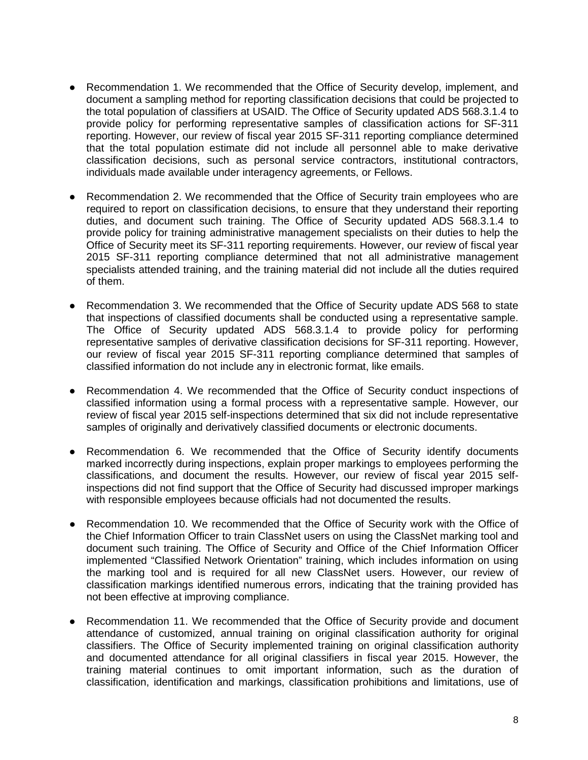- Recommendation 1. We recommended that the Office of Security develop, implement, and document a sampling method for reporting classification decisions that could be projected to the total population of classifiers at USAID. The Office of Security updated ADS 568.3.1.4 to provide policy for performing representative samples of classification actions for SF-311 reporting. However, our review of fiscal year 2015 SF-311 reporting compliance determined that the total population estimate did not include all personnel able to make derivative classification decisions, such as personal service contractors, institutional contractors, individuals made available under interagency agreements, or Fellows.

- Recommendation 2. We recommended that the Office of Security train employees who are required to report on classification decisions, to ensure that they understand their reporting duties, and document such training. The Office of Security updated ADS 568.3.1.4 to provide policy for training administrative management specialists on their duties to help the Office of Security meet its SF-311 reporting requirements. However, our review of fiscal year 2015 SF-311 reporting compliance determined that not all administrative management specialists attended training, and the training material did not include all the duties required of them.

- Recommendation 3. We recommended that the Office of Security update ADS 568 to state that inspections of classified documents shall be conducted using a representative sample. The Office of Security updated ADS 568.3.1.4 to provide policy for performing representative samples of derivative classification decisions for SF-311 reporting. However, our review of fiscal year 2015 SF-311 reporting compliance determined that samples of classified information do not include any in electronic format, like emails.

- Recommendation 4. We recommended that the Office of Security conduct inspections of classified information using a formal process with a representative sample. However, our review of fiscal year 2015 self-inspections determined that six did not include representative samples of originally and derivatively classified documents or electronic documents.

- Recommendation 6. We recommended that the Office of Security identify documents marked incorrectly during inspections, explain proper markings to employees performing the classifications, and document the results. However, our review of fiscal year 2015 self-inspections did not find support that the Office of Security had discussed improper markings with responsible employees because officials had not documented the results.

- Recommendation 10. We recommended that the Office of Security work with the Office of the Chief Information Officer to train ClassNet users on using the ClassNet marking tool and document such training. The Office of Security and Office of the Chief Information Officer implemented "Classified Network Orientation" training, which includes information on using the marking tool and is required for all new ClassNet users. However, our review of classification markings identified numerous errors, indicating that the training provided has not been effective at improving compliance.

- Recommendation 11. We recommended that the Office of Security provide and document attendance of customized, annual training on original classification authority for original classifiers. The Office of Security implemented training on original classification authority and documented attendance for all original classifiers in fiscal year 2015. However, the training material continues to omit important information, such as the duration of classification, identification and markings, classification prohibitions and limitations, use of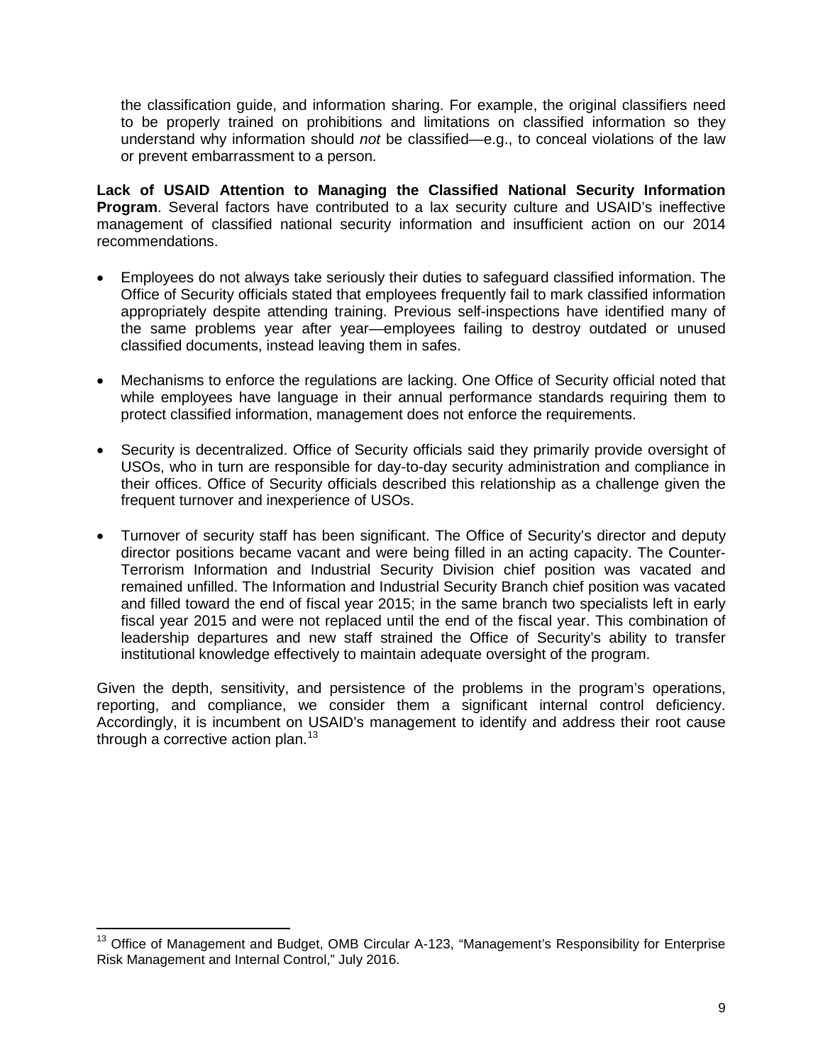the classification guide, and information sharing. For example, the original classifiers need to be properly trained on prohibitions and limitations on classified information so they understand why information should *not* be classified—e.g., to conceal violations of the law or prevent embarrassment to a person.

**Lack of USAID Attention to Managing the Classified National Security Information Program**. Several factors have contributed to a lax security culture and USAID's ineffective management of classified national security information and insufficient action on our 2014 recommendations.

- Employees do not always take seriously their duties to safeguard classified information. The Office of Security officials stated that employees frequently fail to mark classified information appropriately despite attending training. Previous self-inspections have identified many of the same problems year after year—employees failing to destroy outdated or unused classified documents, instead leaving them in safes.
- Mechanisms to enforce the regulations are lacking. One Office of Security official noted that while employees have language in their annual performance standards requiring them to protect classified information, management does not enforce the requirements.
- Security is decentralized. Office of Security officials said they primarily provide oversight of USOs, who in turn are responsible for day-to-day security administration and compliance in their offices. Office of Security officials described this relationship as a challenge given the frequent turnover and inexperience of USOs.
- Turnover of security staff has been significant. The Office of Security's director and deputy director positions became vacant and were being filled in an acting capacity. The Counter-Terrorism Information and Industrial Security Division chief position was vacated and remained unfilled. The Information and Industrial Security Branch chief position was vacated and filled toward the end of fiscal year 2015; in the same branch two specialists left in early fiscal year 2015 and were not replaced until the end of the fiscal year. This combination of leadership departures and new staff strained the Office of Security's ability to transfer institutional knowledge effectively to maintain adequate oversight of the program.

Given the depth, sensitivity, and persistence of the problems in the program's operations, reporting, and compliance, we consider them a significant internal control deficiency. Accordingly, it is incumbent on USAID's management to identify and address their root cause through a corrective action plan.[13]

[13] Office of Management and Budget, OMB Circular A-123, "Management's Responsibility for Enterprise Risk Management and Internal Control," July 2016.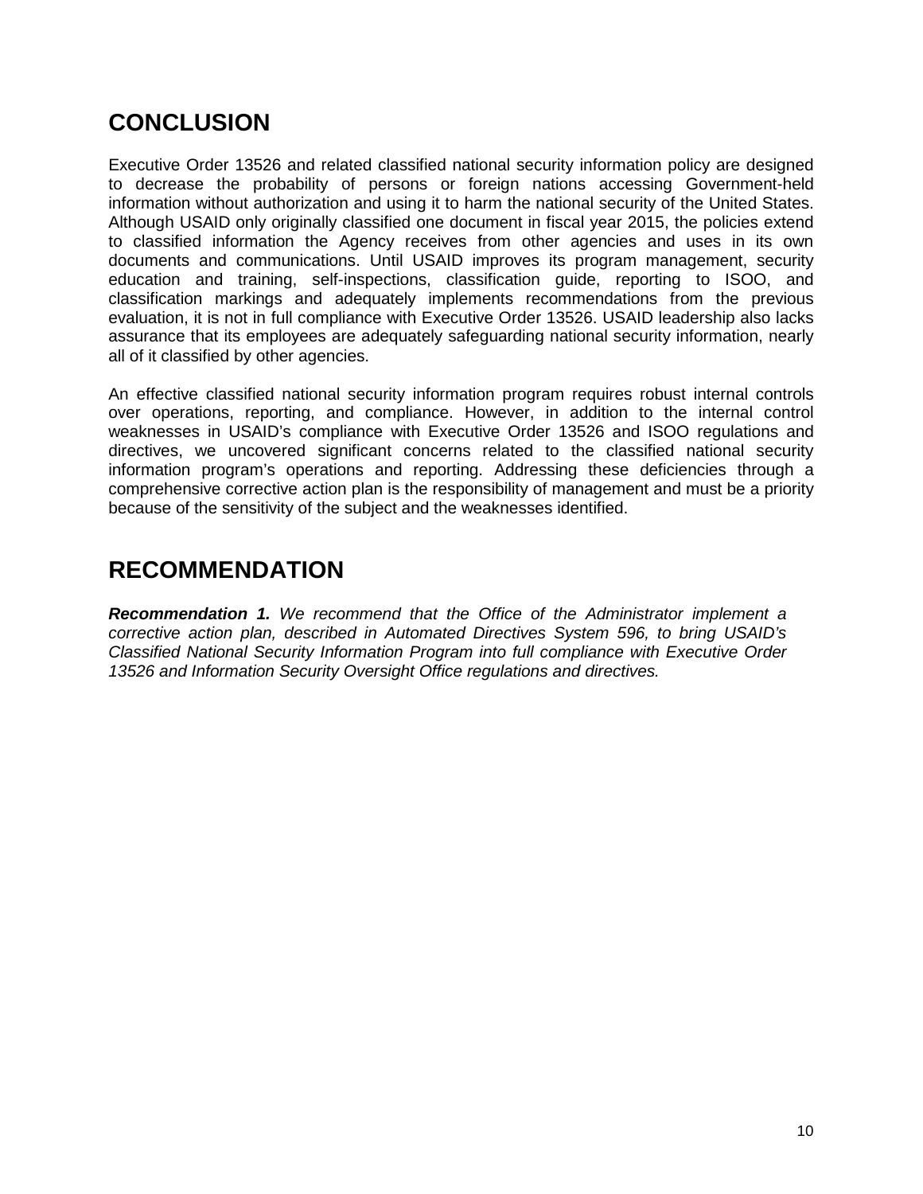## CONCLUSION

Executive Order 13526 and related classified national security information policy are designed to decrease the probability of persons or foreign nations accessing Government-held information without authorization and using it to harm the national security of the United States. Although USAID only originally classified one document in fiscal year 2015, the policies extend to classified information the Agency receives from other agencies and uses in its own documents and communications. Until USAID improves its program management, security education and training, self-inspections, classification guide, reporting to ISOO, and classification markings and adequately implements recommendations from the previous evaluation, it is not in full compliance with Executive Order 13526. USAID leadership also lacks assurance that its employees are adequately safeguarding national security information, nearly all of it classified by other agencies.

An effective classified national security information program requires robust internal controls over operations, reporting, and compliance. However, in addition to the internal control weaknesses in USAID's compliance with Executive Order 13526 and ISOO regulations and directives, we uncovered significant concerns related to the classified national security information program's operations and reporting. Addressing these deficiencies through a comprehensive corrective action plan is the responsibility of management and must be a priority because of the sensitivity of the subject and the weaknesses identified.

## RECOMMENDATION

***Recommendation 1.*** *We recommend that the Office of the Administrator implement a corrective action plan, described in Automated Directives System 596, to bring USAID's Classified National Security Information Program into full compliance with Executive Order 13526 and Information Security Oversight Office regulations and directives.*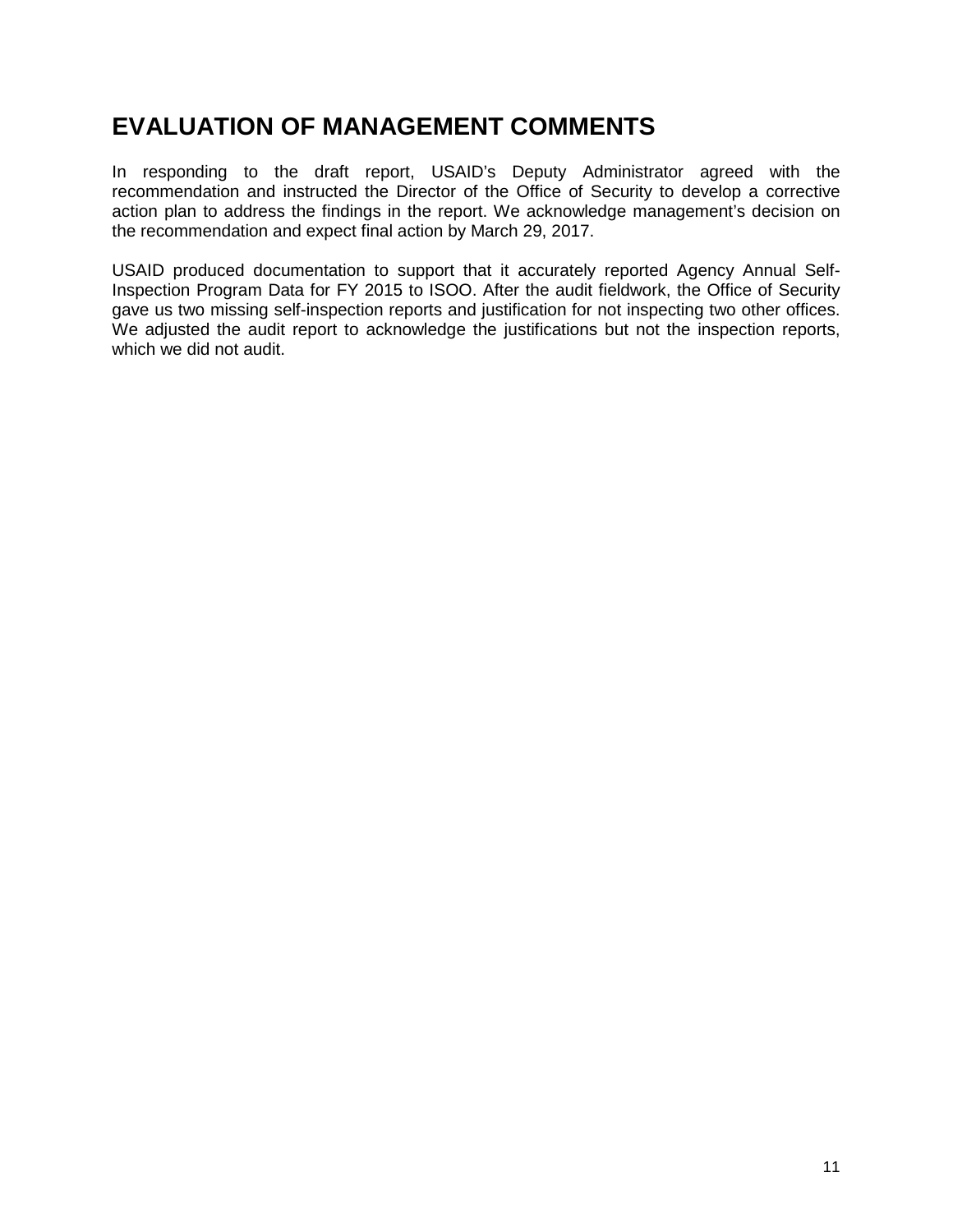# EVALUATION OF MANAGEMENT COMMENTS

In responding to the draft report, USAID's Deputy Administrator agreed with the recommendation and instructed the Director of the Office of Security to develop a corrective action plan to address the findings in the report. We acknowledge management's decision on the recommendation and expect final action by March 29, 2017.

USAID produced documentation to support that it accurately reported Agency Annual Self-Inspection Program Data for FY 2015 to ISOO. After the audit fieldwork, the Office of Security gave us two missing self-inspection reports and justification for not inspecting two other offices. We adjusted the audit report to acknowledge the justifications but not the inspection reports, which we did not audit.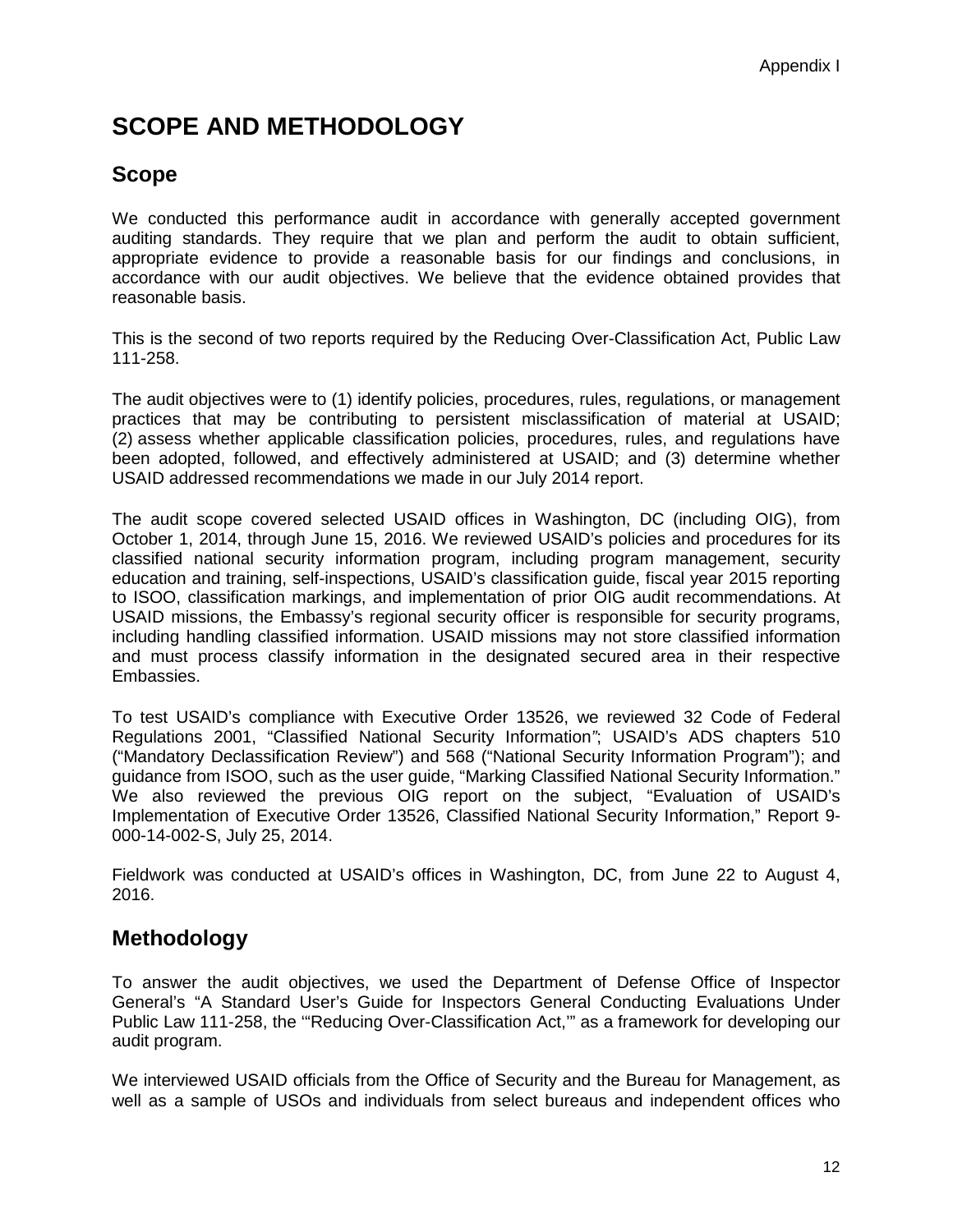# SCOPE AND METHODOLOGY

## Scope

We conducted this performance audit in accordance with generally accepted government auditing standards. They require that we plan and perform the audit to obtain sufficient, appropriate evidence to provide a reasonable basis for our findings and conclusions, in accordance with our audit objectives. We believe that the evidence obtained provides that reasonable basis.

This is the second of two reports required by the Reducing Over-Classification Act, Public Law 111-258.

The audit objectives were to (1) identify policies, procedures, rules, regulations, or management practices that may be contributing to persistent misclassification of material at USAID; (2) assess whether applicable classification policies, procedures, rules, and regulations have been adopted, followed, and effectively administered at USAID; and (3) determine whether USAID addressed recommendations we made in our July 2014 report.

The audit scope covered selected USAID offices in Washington, DC (including OIG), from October 1, 2014, through June 15, 2016. We reviewed USAID's policies and procedures for its classified national security information program, including program management, security education and training, self-inspections, USAID's classification guide, fiscal year 2015 reporting to ISOO, classification markings, and implementation of prior OIG audit recommendations. At USAID missions, the Embassy's regional security officer is responsible for security programs, including handling classified information. USAID missions may not store classified information and must process classify information in the designated secured area in their respective Embassies.

To test USAID's compliance with Executive Order 13526, we reviewed 32 Code of Federal Regulations 2001, "Classified National Security Information"; USAID's ADS chapters 510 ("Mandatory Declassification Review") and 568 ("National Security Information Program"); and guidance from ISOO, such as the user guide, "Marking Classified National Security Information." We also reviewed the previous OIG report on the subject, "Evaluation of USAID's Implementation of Executive Order 13526, Classified National Security Information," Report 9-000-14-002-S, July 25, 2014.

Fieldwork was conducted at USAID's offices in Washington, DC, from June 22 to August 4, 2016.

## Methodology

To answer the audit objectives, we used the Department of Defense Office of Inspector General's "A Standard User's Guide for Inspectors General Conducting Evaluations Under Public Law 111-258, the '"Reducing Over-Classification Act,'" as a framework for developing our audit program.

We interviewed USAID officials from the Office of Security and the Bureau for Management, as well as a sample of USOs and individuals from select bureaus and independent offices who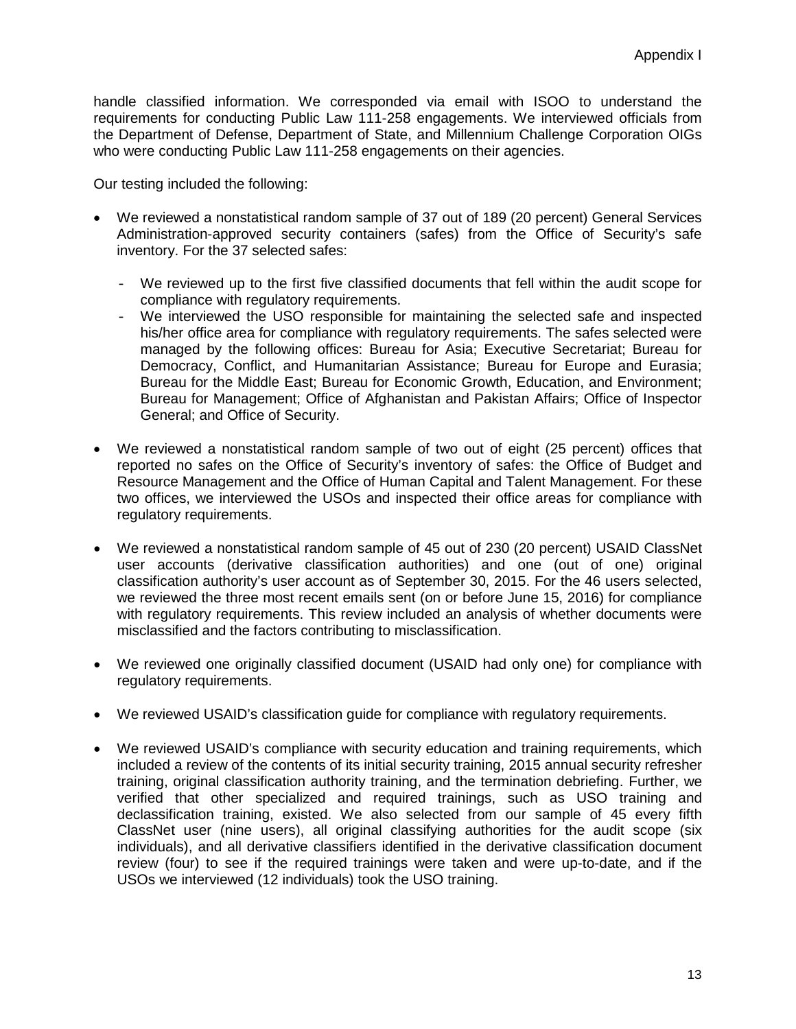handle classified information. We corresponded via email with ISOO to understand the requirements for conducting Public Law 111-258 engagements. We interviewed officials from the Department of Defense, Department of State, and Millennium Challenge Corporation OIGs who were conducting Public Law 111-258 engagements on their agencies.

Our testing included the following:

- We reviewed a nonstatistical random sample of 37 out of 189 (20 percent) General Services Administration-approved security containers (safes) from the Office of Security's safe inventory. For the 37 selected safes:
  - We reviewed up to the first five classified documents that fell within the audit scope for compliance with regulatory requirements.
  - We interviewed the USO responsible for maintaining the selected safe and inspected his/her office area for compliance with regulatory requirements. The safes selected were managed by the following offices: Bureau for Asia; Executive Secretariat; Bureau for Democracy, Conflict, and Humanitarian Assistance; Bureau for Europe and Eurasia; Bureau for the Middle East; Bureau for Economic Growth, Education, and Environment; Bureau for Management; Office of Afghanistan and Pakistan Affairs; Office of Inspector General; and Office of Security.

- We reviewed a nonstatistical random sample of two out of eight (25 percent) offices that reported no safes on the Office of Security's inventory of safes: the Office of Budget and Resource Management and the Office of Human Capital and Talent Management. For these two offices, we interviewed the USOs and inspected their office areas for compliance with regulatory requirements.

- We reviewed a nonstatistical random sample of 45 out of 230 (20 percent) USAID ClassNet user accounts (derivative classification authorities) and one (out of one) original classification authority's user account as of September 30, 2015. For the 46 users selected, we reviewed the three most recent emails sent (on or before June 15, 2016) for compliance with regulatory requirements. This review included an analysis of whether documents were misclassified and the factors contributing to misclassification.

- We reviewed one originally classified document (USAID had only one) for compliance with regulatory requirements.

- We reviewed USAID's classification guide for compliance with regulatory requirements.

- We reviewed USAID's compliance with security education and training requirements, which included a review of the contents of its initial security training, 2015 annual security refresher training, original classification authority training, and the termination debriefing. Further, we verified that other specialized and required trainings, such as USO training and declassification training, existed. We also selected from our sample of 45 every fifth ClassNet user (nine users), all original classifying authorities for the audit scope (six individuals), and all derivative classifiers identified in the derivative classification document review (four) to see if the required trainings were taken and were up-to-date, and if the USOs we interviewed (12 individuals) took the USO training.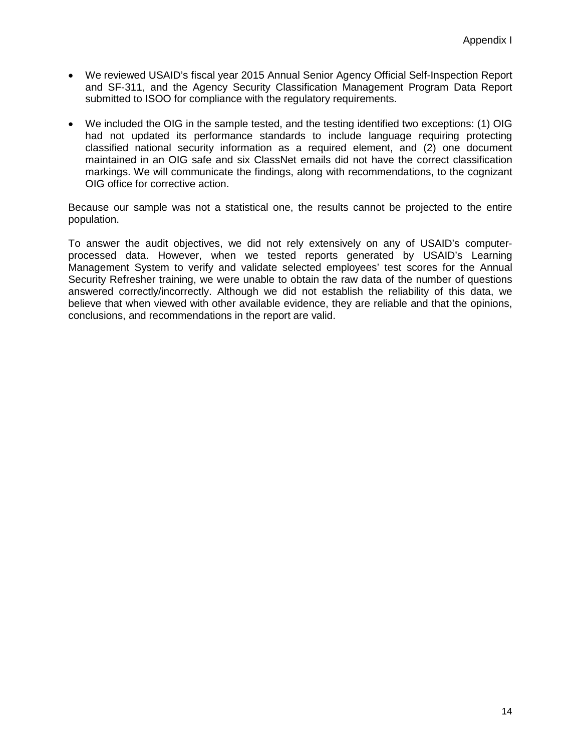- We reviewed USAID's fiscal year 2015 Annual Senior Agency Official Self-Inspection Report and SF-311, and the Agency Security Classification Management Program Data Report submitted to ISOO for compliance with the regulatory requirements.

- We included the OIG in the sample tested, and the testing identified two exceptions: (1) OIG had not updated its performance standards to include language requiring protecting classified national security information as a required element, and (2) one document maintained in an OIG safe and six ClassNet emails did not have the correct classification markings. We will communicate the findings, along with recommendations, to the cognizant OIG office for corrective action.

Because our sample was not a statistical one, the results cannot be projected to the entire population.

To answer the audit objectives, we did not rely extensively on any of USAID's computer-processed data. However, when we tested reports generated by USAID's Learning Management System to verify and validate selected employees' test scores for the Annual Security Refresher training, we were unable to obtain the raw data of the number of questions answered correctly/incorrectly. Although we did not establish the reliability of this data, we believe that when viewed with other available evidence, they are reliable and that the opinions, conclusions, and recommendations in the report are valid.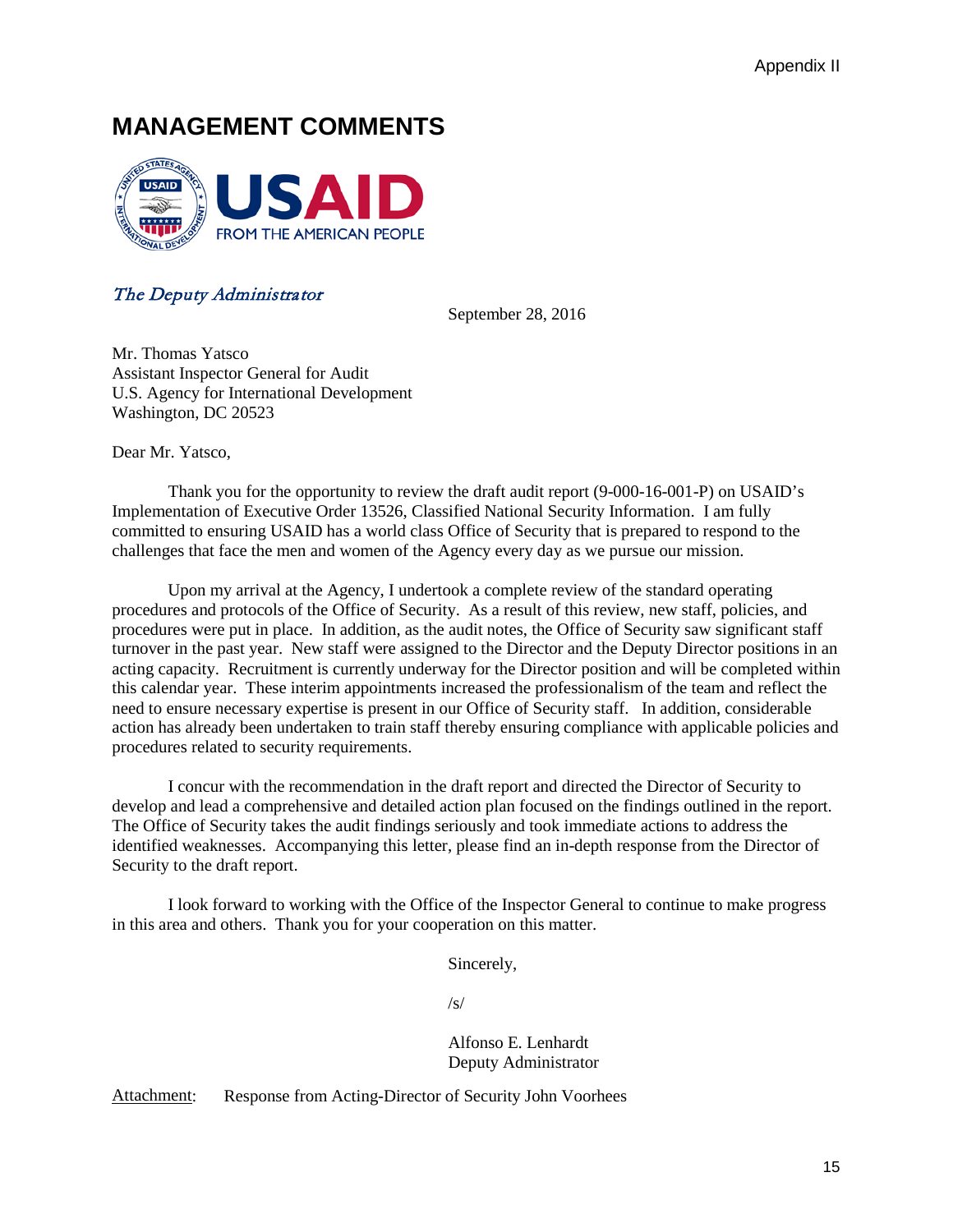# MANAGEMENT COMMENTS

USAID FROM THE AMERICAN PEOPLE

*The Deputy Administrator*

September 28, 2016

Mr. Thomas Yatsco
Assistant Inspector General for Audit
U.S. Agency for International Development
Washington, DC 20523

Dear Mr. Yatsco,

Thank you for the opportunity to review the draft audit report (9-000-16-001-P) on USAID's Implementation of Executive Order 13526, Classified National Security Information. I am fully committed to ensuring USAID has a world class Office of Security that is prepared to respond to the challenges that face the men and women of the Agency every day as we pursue our mission.

Upon my arrival at the Agency, I undertook a complete review of the standard operating procedures and protocols of the Office of Security. As a result of this review, new staff, policies, and procedures were put in place. In addition, as the audit notes, the Office of Security saw significant staff turnover in the past year. New staff were assigned to the Director and the Deputy Director positions in an acting capacity. Recruitment is currently underway for the Director position and will be completed within this calendar year. These interim appointments increased the professionalism of the team and reflect the need to ensure necessary expertise is present in our Office of Security staff. In addition, considerable action has already been undertaken to train staff thereby ensuring compliance with applicable policies and procedures related to security requirements.

I concur with the recommendation in the draft report and directed the Director of Security to develop and lead a comprehensive and detailed action plan focused on the findings outlined in the report. The Office of Security takes the audit findings seriously and took immediate actions to address the identified weaknesses. Accompanying this letter, please find an in-depth response from the Director of Security to the draft report.

I look forward to working with the Office of the Inspector General to continue to make progress in this area and others. Thank you for your cooperation on this matter.

Sincerely,

/s/

Alfonso E. Lenhardt
Deputy Administrator

Attachment: Response from Acting-Director of Security John Voorhees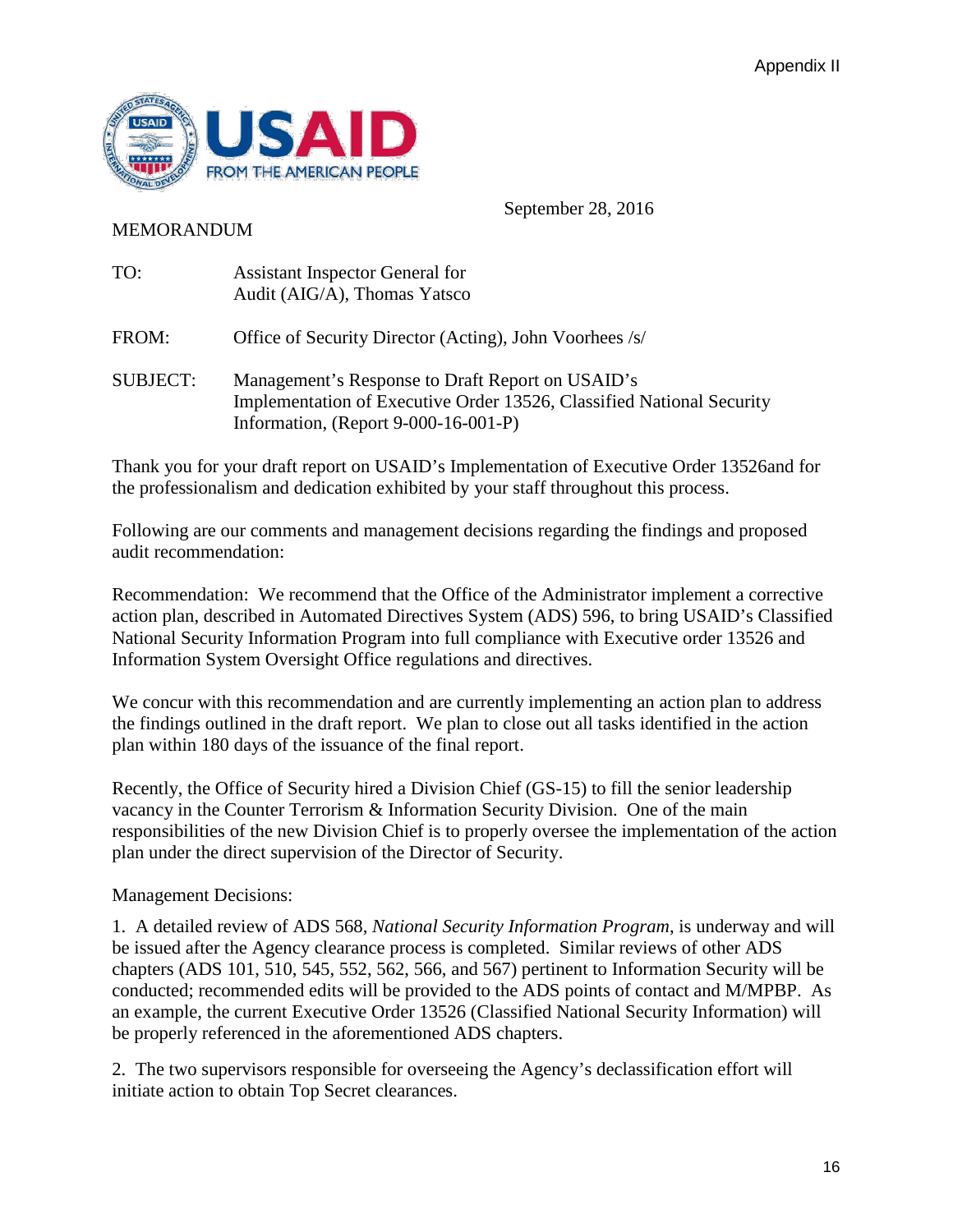Appendix II

September 28, 2016

MEMORANDUM

TO: Assistant Inspector General for Audit (AIG/A), Thomas Yatsco

FROM: Office of Security Director (Acting), John Voorhees /s/

SUBJECT: Management's Response to Draft Report on USAID's Implementation of Executive Order 13526, Classified National Security Information, (Report 9-000-16-001-P)

Thank you for your draft report on USAID's Implementation of Executive Order 13526and for the professionalism and dedication exhibited by your staff throughout this process.

Following are our comments and management decisions regarding the findings and proposed audit recommendation:

Recommendation: We recommend that the Office of the Administrator implement a corrective action plan, described in Automated Directives System (ADS) 596, to bring USAID's Classified National Security Information Program into full compliance with Executive order 13526 and Information System Oversight Office regulations and directives.

We concur with this recommendation and are currently implementing an action plan to address the findings outlined in the draft report. We plan to close out all tasks identified in the action plan within 180 days of the issuance of the final report.

Recently, the Office of Security hired a Division Chief (GS-15) to fill the senior leadership vacancy in the Counter Terrorism & Information Security Division. One of the main responsibilities of the new Division Chief is to properly oversee the implementation of the action plan under the direct supervision of the Director of Security.

Management Decisions:

1. A detailed review of ADS 568, *National Security Information Program*, is underway and will be issued after the Agency clearance process is completed. Similar reviews of other ADS chapters (ADS 101, 510, 545, 552, 562, 566, and 567) pertinent to Information Security will be conducted; recommended edits will be provided to the ADS points of contact and M/MPBP. As an example, the current Executive Order 13526 (Classified National Security Information) will be properly referenced in the aforementioned ADS chapters.

2. The two supervisors responsible for overseeing the Agency's declassification effort will initiate action to obtain Top Secret clearances.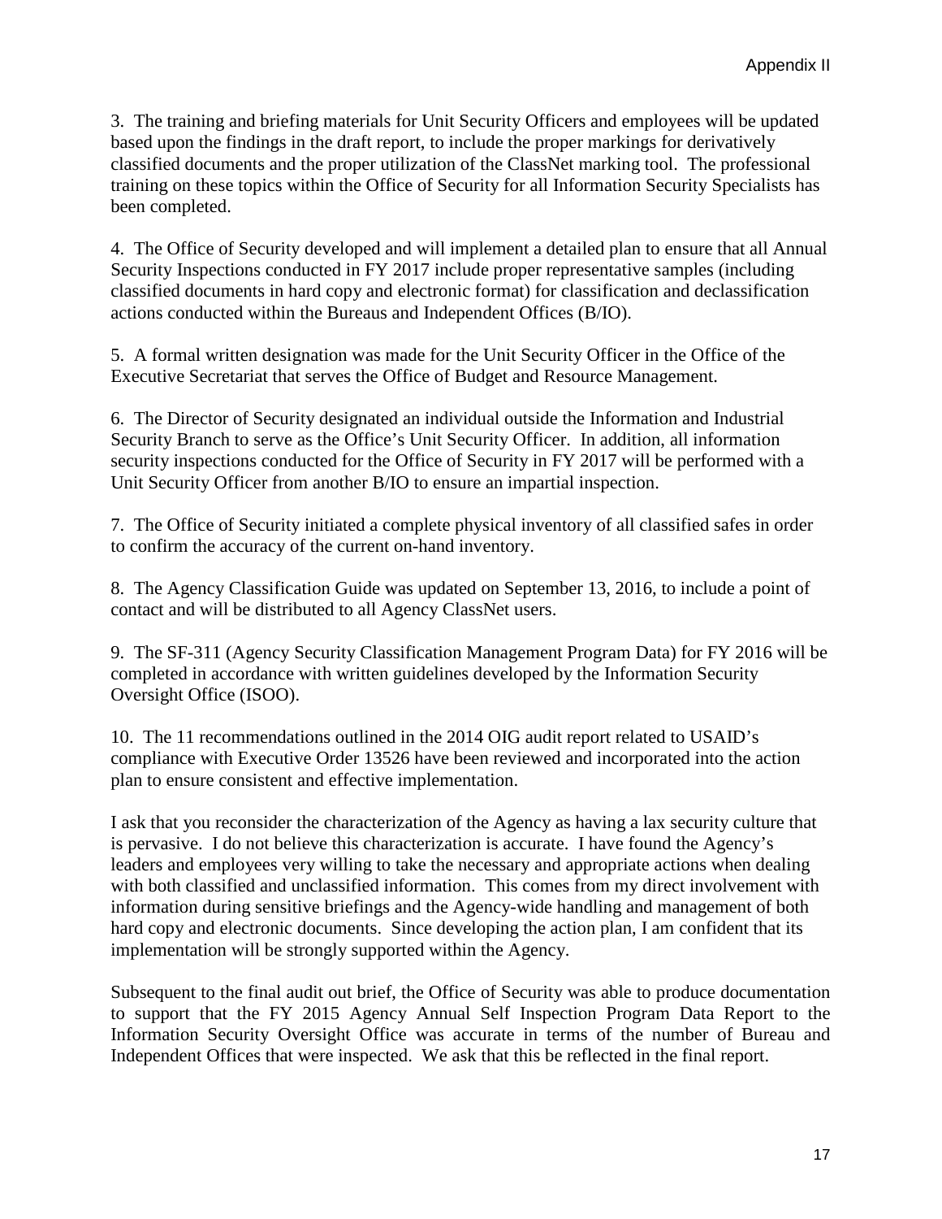Appendix II

3. The training and briefing materials for Unit Security Officers and employees will be updated based upon the findings in the draft report, to include the proper markings for derivatively classified documents and the proper utilization of the ClassNet marking tool. The professional training on these topics within the Office of Security for all Information Security Specialists has been completed.

4. The Office of Security developed and will implement a detailed plan to ensure that all Annual Security Inspections conducted in FY 2017 include proper representative samples (including classified documents in hard copy and electronic format) for classification and declassification actions conducted within the Bureaus and Independent Offices (B/IO).

5. A formal written designation was made for the Unit Security Officer in the Office of the Executive Secretariat that serves the Office of Budget and Resource Management.

6. The Director of Security designated an individual outside the Information and Industrial Security Branch to serve as the Office's Unit Security Officer. In addition, all information security inspections conducted for the Office of Security in FY 2017 will be performed with a Unit Security Officer from another B/IO to ensure an impartial inspection.

7. The Office of Security initiated a complete physical inventory of all classified safes in order to confirm the accuracy of the current on-hand inventory.

8. The Agency Classification Guide was updated on September 13, 2016, to include a point of contact and will be distributed to all Agency ClassNet users.

9. The SF-311 (Agency Security Classification Management Program Data) for FY 2016 will be completed in accordance with written guidelines developed by the Information Security Oversight Office (ISOO).

10. The 11 recommendations outlined in the 2014 OIG audit report related to USAID's compliance with Executive Order 13526 have been reviewed and incorporated into the action plan to ensure consistent and effective implementation.

I ask that you reconsider the characterization of the Agency as having a lax security culture that is pervasive. I do not believe this characterization is accurate. I have found the Agency's leaders and employees very willing to take the necessary and appropriate actions when dealing with both classified and unclassified information. This comes from my direct involvement with information during sensitive briefings and the Agency-wide handling and management of both hard copy and electronic documents. Since developing the action plan, I am confident that its implementation will be strongly supported within the Agency.

Subsequent to the final audit out brief, the Office of Security was able to produce documentation to support that the FY 2015 Agency Annual Self Inspection Program Data Report to the Information Security Oversight Office was accurate in terms of the number of Bureau and Independent Offices that were inspected. We ask that this be reflected in the final report.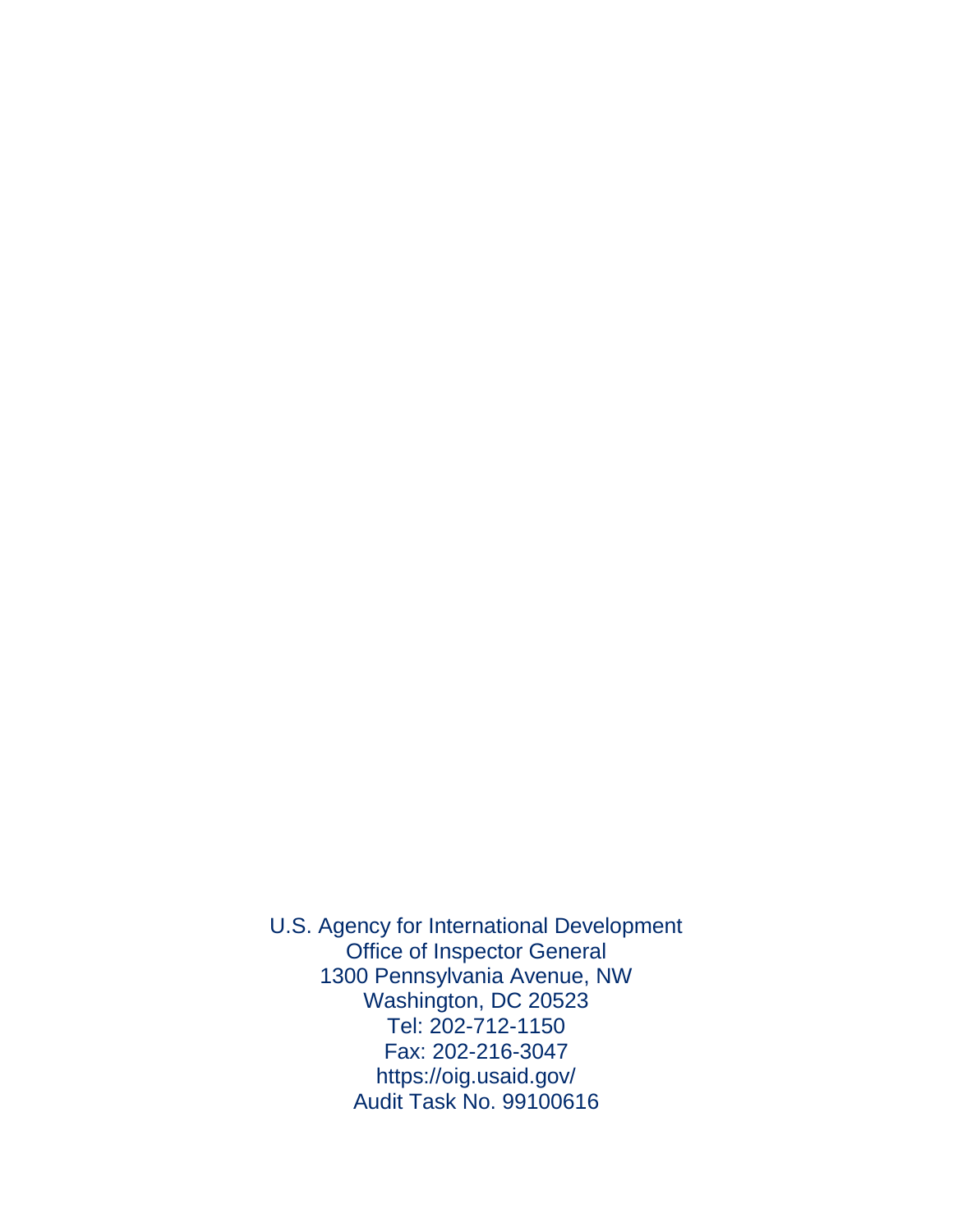U.S. Agency for International Development
Office of Inspector General
1300 Pennsylvania Avenue, NW
Washington, DC 20523
Tel: 202-712-1150
Fax: 202-216-3047
https://oig.usaid.gov/
Audit Task No. 99100616